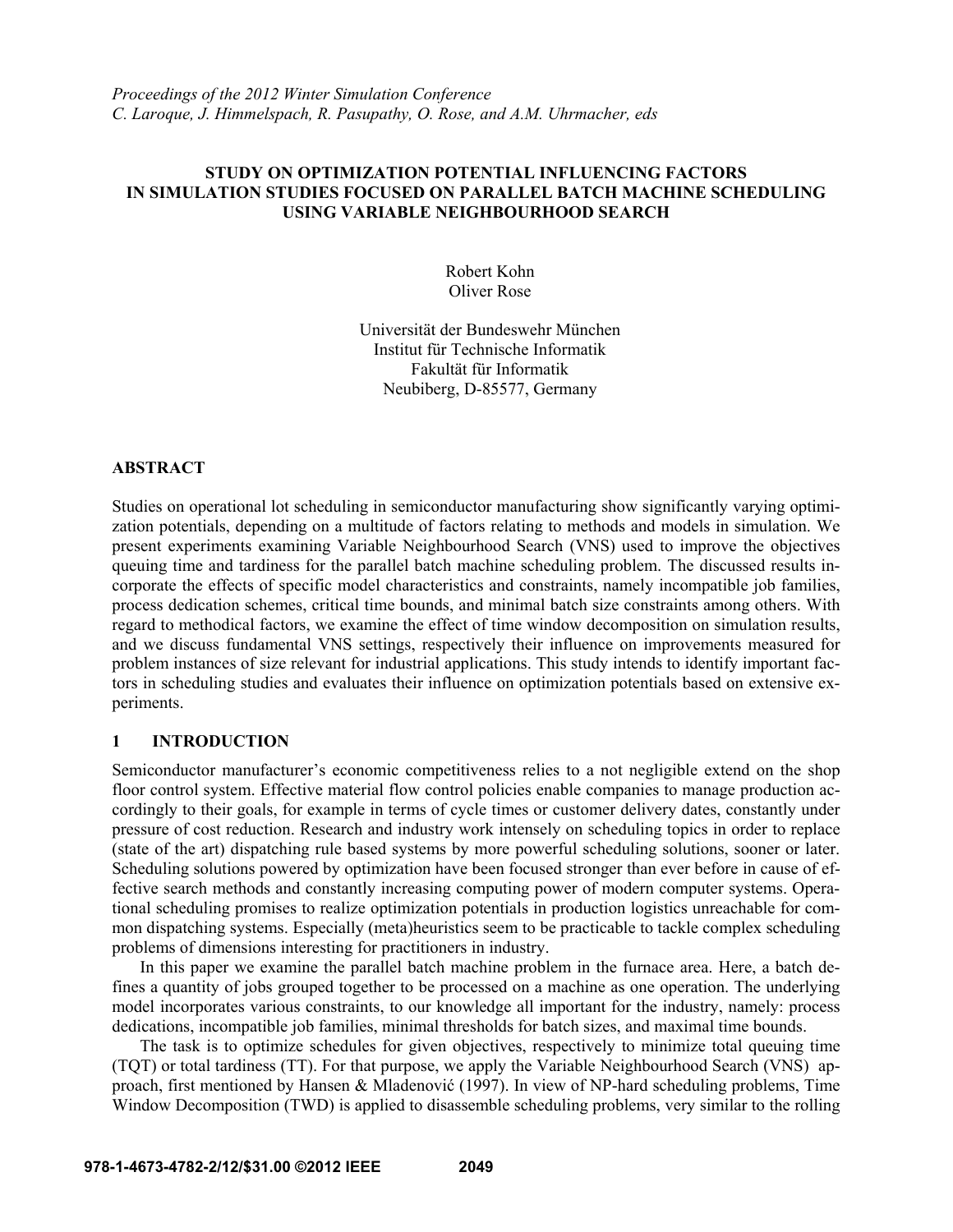*Proceedings of the 2012 Winter Simulation Conference*
*C. Laroque, J. Himmelspach, R. Pasupathy, O. Rose, and A.M. Uhrmacher, eds*

# STUDY ON OPTIMIZATION POTENTIAL INFLUENCING FACTORS IN SIMULATION STUDIES FOCUSED ON PARALLEL BATCH MACHINE SCHEDULING USING VARIABLE NEIGHBOURHOOD SEARCH

Robert Kohn
Oliver Rose

Universität der Bundeswehr München
Institut für Technische Informatik
Fakultät für Informatik
Neubiberg, D-85577, Germany

## ABSTRACT

Studies on operational lot scheduling in semiconductor manufacturing show significantly varying optimization potentials, depending on a multitude of factors relating to methods and models in simulation. We present experiments examining Variable Neighbourhood Search (VNS) used to improve the objectives queuing time and tardiness for the parallel batch machine scheduling problem. The discussed results incorporate the effects of specific model characteristics and constraints, namely incompatible job families, process dedication schemes, critical time bounds, and minimal batch size constraints among others. With regard to methodical factors, we examine the effect of time window decomposition on simulation results, and we discuss fundamental VNS settings, respectively their influence on improvements measured for problem instances of size relevant for industrial applications. This study intends to identify important factors in scheduling studies and evaluates their influence on optimization potentials based on extensive experiments.

## 1 INTRODUCTION

Semiconductor manufacturer's economic competitiveness relies to a not negligible extend on the shop floor control system. Effective material flow control policies enable companies to manage production accordingly to their goals, for example in terms of cycle times or customer delivery dates, constantly under pressure of cost reduction. Research and industry work intensely on scheduling topics in order to replace (state of the art) dispatching rule based systems by more powerful scheduling solutions, sooner or later. Scheduling solutions powered by optimization have been focused stronger than ever before in cause of effective search methods and constantly increasing computing power of modern computer systems. Operational scheduling promises to realize optimization potentials in production logistics unreachable for common dispatching systems. Especially (meta)heuristics seem to be practicable to tackle complex scheduling problems of dimensions interesting for practitioners in industry.

In this paper we examine the parallel batch machine problem in the furnace area. Here, a batch defines a quantity of jobs grouped together to be processed on a machine as one operation. The underlying model incorporates various constraints, to our knowledge all important for the industry, namely: process dedications, incompatible job families, minimal thresholds for batch sizes, and maximal time bounds.

The task is to optimize schedules for given objectives, respectively to minimize total queuing time (TQT) or total tardiness (TT). For that purpose, we apply the Variable Neighbourhood Search (VNS) approach, first mentioned by Hansen & Mladenović (1997). In view of NP-hard scheduling problems, Time Window Decomposition (TWD) is applied to disassemble scheduling problems, very similar to the rolling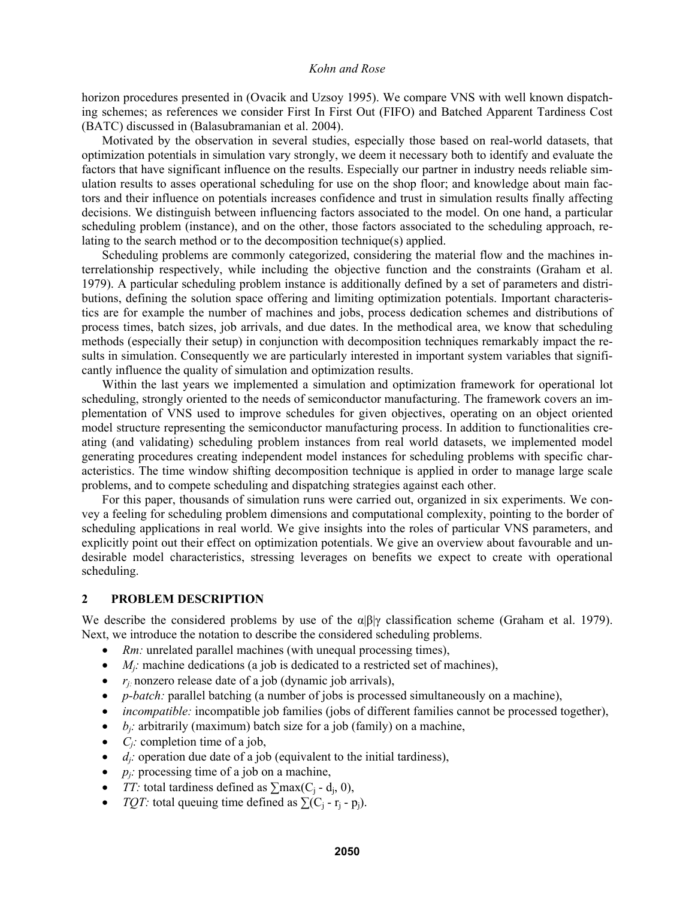horizon procedures presented in (Ovacik and Uzsoy 1995). We compare VNS with well known dispatching schemes; as references we consider First In First Out (FIFO) and Batched Apparent Tardiness Cost (BATC) discussed in (Balasubramanian et al. 2004).

Motivated by the observation in several studies, especially those based on real-world datasets, that optimization potentials in simulation vary strongly, we deem it necessary both to identify and evaluate the factors that have significant influence on the results. Especially our partner in industry needs reliable simulation results to asses operational scheduling for use on the shop floor; and knowledge about main factors and their influence on potentials increases confidence and trust in simulation results finally affecting decisions. We distinguish between influencing factors associated to the model. On one hand, a particular scheduling problem (instance), and on the other, those factors associated to the scheduling approach, relating to the search method or to the decomposition technique(s) applied.

Scheduling problems are commonly categorized, considering the material flow and the machines interrelationship respectively, while including the objective function and the constraints (Graham et al. 1979). A particular scheduling problem instance is additionally defined by a set of parameters and distributions, defining the solution space offering and limiting optimization potentials. Important characteristics are for example the number of machines and jobs, process dedication schemes and distributions of process times, batch sizes, job arrivals, and due dates. In the methodical area, we know that scheduling methods (especially their setup) in conjunction with decomposition techniques remarkably impact the results in simulation. Consequently we are particularly interested in important system variables that significantly influence the quality of simulation and optimization results.

Within the last years we implemented a simulation and optimization framework for operational lot scheduling, strongly oriented to the needs of semiconductor manufacturing. The framework covers an implementation of VNS used to improve schedules for given objectives, operating on an object oriented model structure representing the semiconductor manufacturing process. In addition to functionalities creating (and validating) scheduling problem instances from real world datasets, we implemented model generating procedures creating independent model instances for scheduling problems with specific characteristics. The time window shifting decomposition technique is applied in order to manage large scale problems, and to compete scheduling and dispatching strategies against each other.

For this paper, thousands of simulation runs were carried out, organized in six experiments. We convey a feeling for scheduling problem dimensions and computational complexity, pointing to the border of scheduling applications in real world. We give insights into the roles of particular VNS parameters, and explicitly point out their effect on optimization potentials. We give an overview about favourable and undesirable model characteristics, stressing leverages on benefits we expect to create with operational scheduling.

## 2 PROBLEM DESCRIPTION

We describe the considered problems by use of the α|β|γ classification scheme (Graham et al. 1979). Next, we introduce the notation to describe the considered scheduling problems.

- *Rm:* unrelated parallel machines (with unequal processing times),
- $M_j$*:* machine dedications (a job is dedicated to a restricted set of machines),
- $r_j$*:* nonzero release date of a job (dynamic job arrivals),
- *p-batch:* parallel batching (a number of jobs is processed simultaneously on a machine),
- *incompatible:* incompatible job families (jobs of different families cannot be processed together),
- $b_j$*:* arbitrarily (maximum) batch size for a job (family) on a machine,
- $C_j$*:* completion time of a job,
- $d_j$*:* operation due date of a job (equivalent to the initial tardiness),
- $p_j$*:* processing time of a job on a machine,
- *TT:* total tardiness defined as $\sum\max(C_j - d_j, 0)$,
- *TQT:* total queuing time defined as $\sum(C_j - r_j - p_j)$.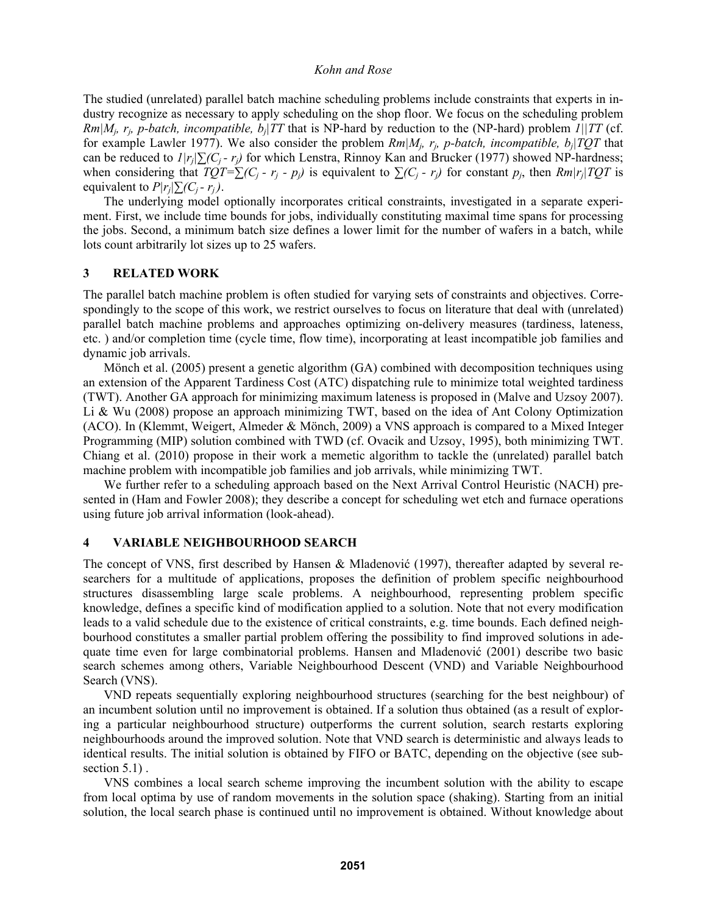The studied (unrelated) parallel batch machine scheduling problems include constraints that experts in industry recognize as necessary to apply scheduling on the shop floor. We focus on the scheduling problem $Rm|M_j, r_j, p\text{-}batch, incompatible, b_j|TT$ that is NP-hard by reduction to the (NP-hard) problem $1||TT$ (cf. for example Lawler 1977). We also consider the problem $Rm|M_j, r_j, p\text{-}batch, incompatible, b_j|TQT$ that can be reduced to $1|r_j|\sum(C_j - r_j)$ for which Lenstra, Rinnoy Kan and Brucker (1977) showed NP-hardness; when considering that $TQT=\sum(C_j - r_j - p_j)$ is equivalent to $\sum(C_j - r_j)$ for constant $p_j$, then $Rm|r_j|TQT$ is equivalent to $P|r_j|\sum(C_j - r_j)$.

The underlying model optionally incorporates critical constraints, investigated in a separate experiment. First, we include time bounds for jobs, individually constituting maximal time spans for processing the jobs. Second, a minimum batch size defines a lower limit for the number of wafers in a batch, while lots count arbitrarily lot sizes up to 25 wafers.

## 3 RELATED WORK

The parallel batch machine problem is often studied for varying sets of constraints and objectives. Correspondingly to the scope of this work, we restrict ourselves to focus on literature that deal with (unrelated) parallel batch machine problems and approaches optimizing on-delivery measures (tardiness, lateness, etc. ) and/or completion time (cycle time, flow time), incorporating at least incompatible job families and dynamic job arrivals.

Mönch et al. (2005) present a genetic algorithm (GA) combined with decomposition techniques using an extension of the Apparent Tardiness Cost (ATC) dispatching rule to minimize total weighted tardiness (TWT). Another GA approach for minimizing maximum lateness is proposed in (Malve and Uzsoy 2007). Li & Wu (2008) propose an approach minimizing TWT, based on the idea of Ant Colony Optimization (ACO). In (Klemmt, Weigert, Almeder & Mönch, 2009) a VNS approach is compared to a Mixed Integer Programming (MIP) solution combined with TWD (cf. Ovacik and Uzsoy, 1995), both minimizing TWT. Chiang et al. (2010) propose in their work a memetic algorithm to tackle the (unrelated) parallel batch machine problem with incompatible job families and job arrivals, while minimizing TWT.

We further refer to a scheduling approach based on the Next Arrival Control Heuristic (NACH) presented in (Ham and Fowler 2008); they describe a concept for scheduling wet etch and furnace operations using future job arrival information (look-ahead).

## 4 VARIABLE NEIGHBOURHOOD SEARCH

The concept of VNS, first described by Hansen & Mladenović (1997), thereafter adapted by several researchers for a multitude of applications, proposes the definition of problem specific neighbourhood structures disassembling large scale problems. A neighbourhood, representing problem specific knowledge, defines a specific kind of modification applied to a solution. Note that not every modification leads to a valid schedule due to the existence of critical constraints, e.g. time bounds. Each defined neighbourhood constitutes a smaller partial problem offering the possibility to find improved solutions in adequate time even for large combinatorial problems. Hansen and Mladenović (2001) describe two basic search schemes among others, Variable Neighbourhood Descent (VND) and Variable Neighbourhood Search (VNS).

VND repeats sequentially exploring neighbourhood structures (searching for the best neighbour) of an incumbent solution until no improvement is obtained. If a solution thus obtained (as a result of exploring a particular neighbourhood structure) outperforms the current solution, search restarts exploring neighbourhoods around the improved solution. Note that VND search is deterministic and always leads to identical results. The initial solution is obtained by FIFO or BATC, depending on the objective (see subsection 5.1) .

VNS combines a local search scheme improving the incumbent solution with the ability to escape from local optima by use of random movements in the solution space (shaking). Starting from an initial solution, the local search phase is continued until no improvement is obtained. Without knowledge about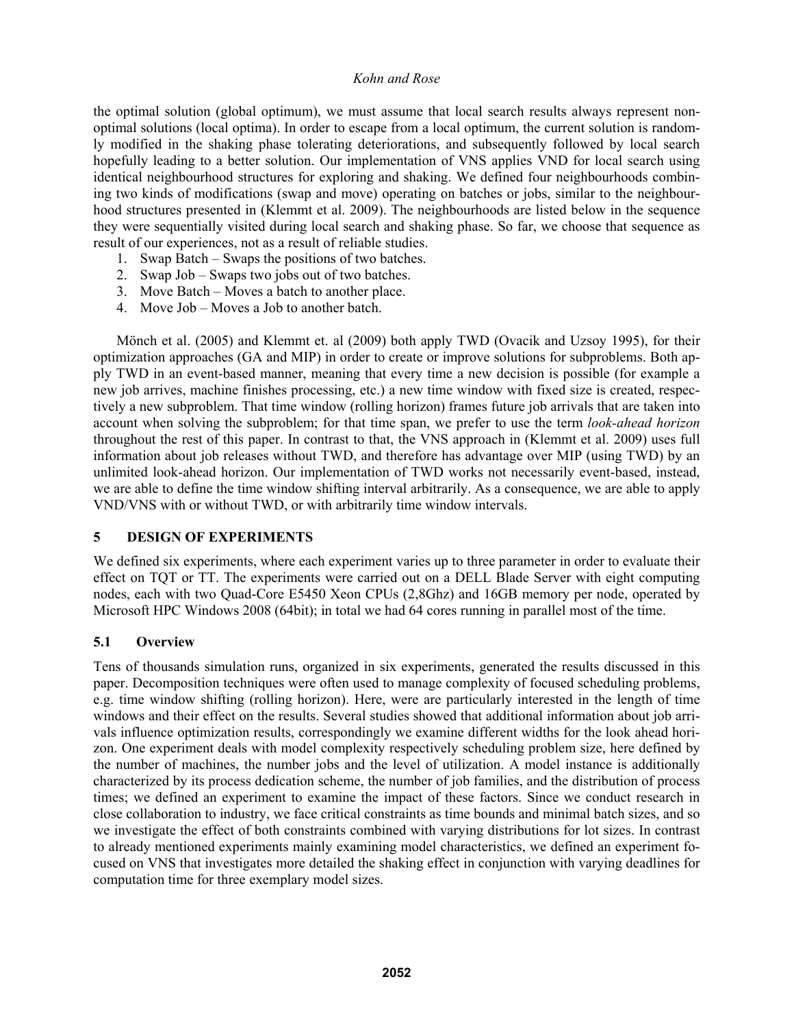the optimal solution (global optimum), we must assume that local search results always represent non-optimal solutions (local optima). In order to escape from a local optimum, the current solution is randomly modified in the shaking phase tolerating deteriorations, and subsequently followed by local search hopefully leading to a better solution. Our implementation of VNS applies VND for local search using identical neighbourhood structures for exploring and shaking. We defined four neighbourhoods combining two kinds of modifications (swap and move) operating on batches or jobs, similar to the neighbourhood structures presented in (Klemmt et al. 2009). The neighbourhoods are listed below in the sequence they were sequentially visited during local search and shaking phase. So far, we choose that sequence as result of our experiences, not as a result of reliable studies.

1. Swap Batch – Swaps the positions of two batches.
2. Swap Job – Swaps two jobs out of two batches.
3. Move Batch – Moves a batch to another place.
4. Move Job – Moves a Job to another batch.

Mönch et al. (2005) and Klemmt et. al (2009) both apply TWD (Ovacik and Uzsoy 1995), for their optimization approaches (GA and MIP) in order to create or improve solutions for subproblems. Both apply TWD in an event-based manner, meaning that every time a new decision is possible (for example a new job arrives, machine finishes processing, etc.) a new time window with fixed size is created, respectively a new subproblem. That time window (rolling horizon) frames future job arrivals that are taken into account when solving the subproblem; for that time span, we prefer to use the term *look-ahead horizon* throughout the rest of this paper. In contrast to that, the VNS approach in (Klemmt et al. 2009) uses full information about job releases without TWD, and therefore has advantage over MIP (using TWD) by an unlimited look-ahead horizon. Our implementation of TWD works not necessarily event-based, instead, we are able to define the time window shifting interval arbitrarily. As a consequence, we are able to apply VND/VNS with or without TWD, or with arbitrarily time window intervals.

# 5 DESIGN OF EXPERIMENTS

We defined six experiments, where each experiment varies up to three parameter in order to evaluate their effect on TQT or TT. The experiments were carried out on a DELL Blade Server with eight computing nodes, each with two Quad-Core E5450 Xeon CPUs (2,8Ghz) and 16GB memory per node, operated by Microsoft HPC Windows 2008 (64bit); in total we had 64 cores running in parallel most of the time.

## 5.1 Overview

Tens of thousands simulation runs, organized in six experiments, generated the results discussed in this paper. Decomposition techniques were often used to manage complexity of focused scheduling problems, e.g. time window shifting (rolling horizon). Here, were are particularly interested in the length of time windows and their effect on the results. Several studies showed that additional information about job arrivals influence optimization results, correspondingly we examine different widths for the look ahead horizon. One experiment deals with model complexity respectively scheduling problem size, here defined by the number of machines, the number jobs and the level of utilization. A model instance is additionally characterized by its process dedication scheme, the number of job families, and the distribution of process times; we defined an experiment to examine the impact of these factors. Since we conduct research in close collaboration to industry, we face critical constraints as time bounds and minimal batch sizes, and so we investigate the effect of both constraints combined with varying distributions for lot sizes. In contrast to already mentioned experiments mainly examining model characteristics, we defined an experiment focused on VNS that investigates more detailed the shaking effect in conjunction with varying deadlines for computation time for three exemplary model sizes.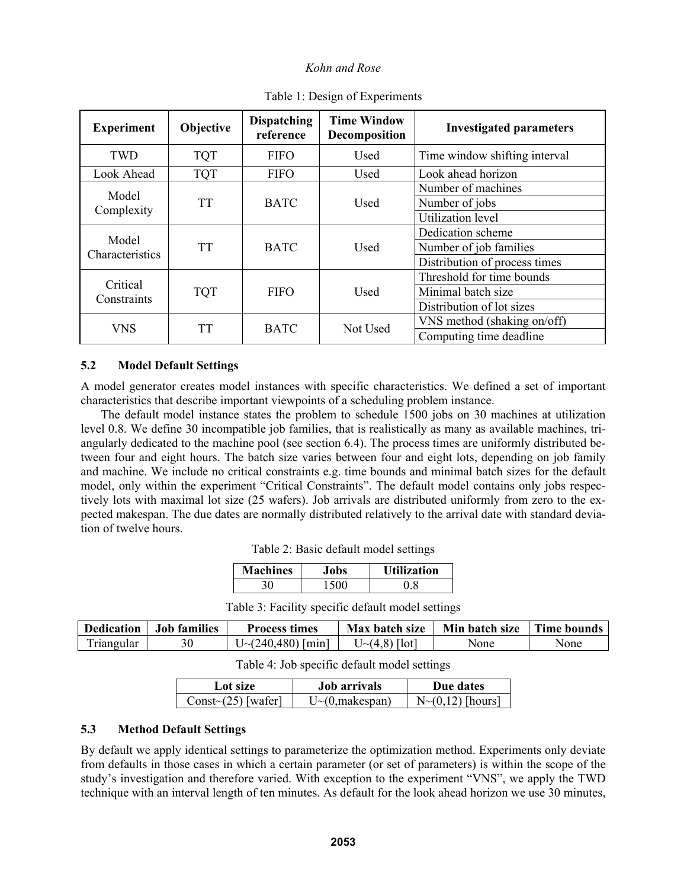Table 1: Design of Experiments

| Experiment | Objective | Dispatching reference | Time Window Decomposition | Investigated parameters |
|---|---|---|---|---|
| TWD | TQT | FIFO | Used | Time window shifting interval |
| Look Ahead | TQT | FIFO | Used | Look ahead horizon |
| Model Complexity | TT | BATC | Used | Number of machines |
| | | | | Number of jobs |
| | | | | Utilization level |
| Model Characteristics | TT | BATC | Used | Dedication scheme |
| | | | | Number of job families |
| | | | | Distribution of process times |
| Critical Constraints | TQT | FIFO | Used | Threshold for time bounds |
| | | | | Minimal batch size |
| | | | | Distribution of lot sizes |
| VNS | TT | BATC | Not Used | VNS method (shaking on/off) |
| | | | | Computing time deadline |

### 5.2 Model Default Settings

A model generator creates model instances with specific characteristics. We defined a set of important characteristics that describe important viewpoints of a scheduling problem instance.

The default model instance states the problem to schedule 1500 jobs on 30 machines at utilization level 0.8. We define 30 incompatible job families, that is realistically as many as available machines, triangularly dedicated to the machine pool (see section 6.4). The process times are uniformly distributed between four and eight hours. The batch size varies between four and eight lots, depending on job family and machine. We include no critical constraints e.g. time bounds and minimal batch sizes for the default model, only within the experiment "Critical Constraints". The default model contains only jobs respectively lots with maximal lot size (25 wafers). Job arrivals are distributed uniformly from zero to the expected makespan. The due dates are normally distributed relatively to the arrival date with standard deviation of twelve hours.

Table 2: Basic default model settings

| Machines | Jobs | Utilization |
|---|---|---|
| 30 | 1500 | 0.8 |

Table 3: Facility specific default model settings

| Dedication | Job families | Process times | Max batch size | Min batch size | Time bounds |
|---|---|---|---|---|---|
| Triangular | 30 | U~(240,480) [min] | U~(4,8) [lot] | None | None |

Table 4: Job specific default model settings

| Lot size | Job arrivals | Due dates |
|---|---|---|
| Const~(25) [wafer] | U~(0,makespan) | N~(0,12) [hours] |

### 5.3 Method Default Settings

By default we apply identical settings to parameterize the optimization method. Experiments only deviate from defaults in those cases in which a certain parameter (or set of parameters) is within the scope of the study's investigation and therefore varied. With exception to the experiment "VNS", we apply the TWD technique with an interval length of ten minutes. As default for the look ahead horizon we use 30 minutes,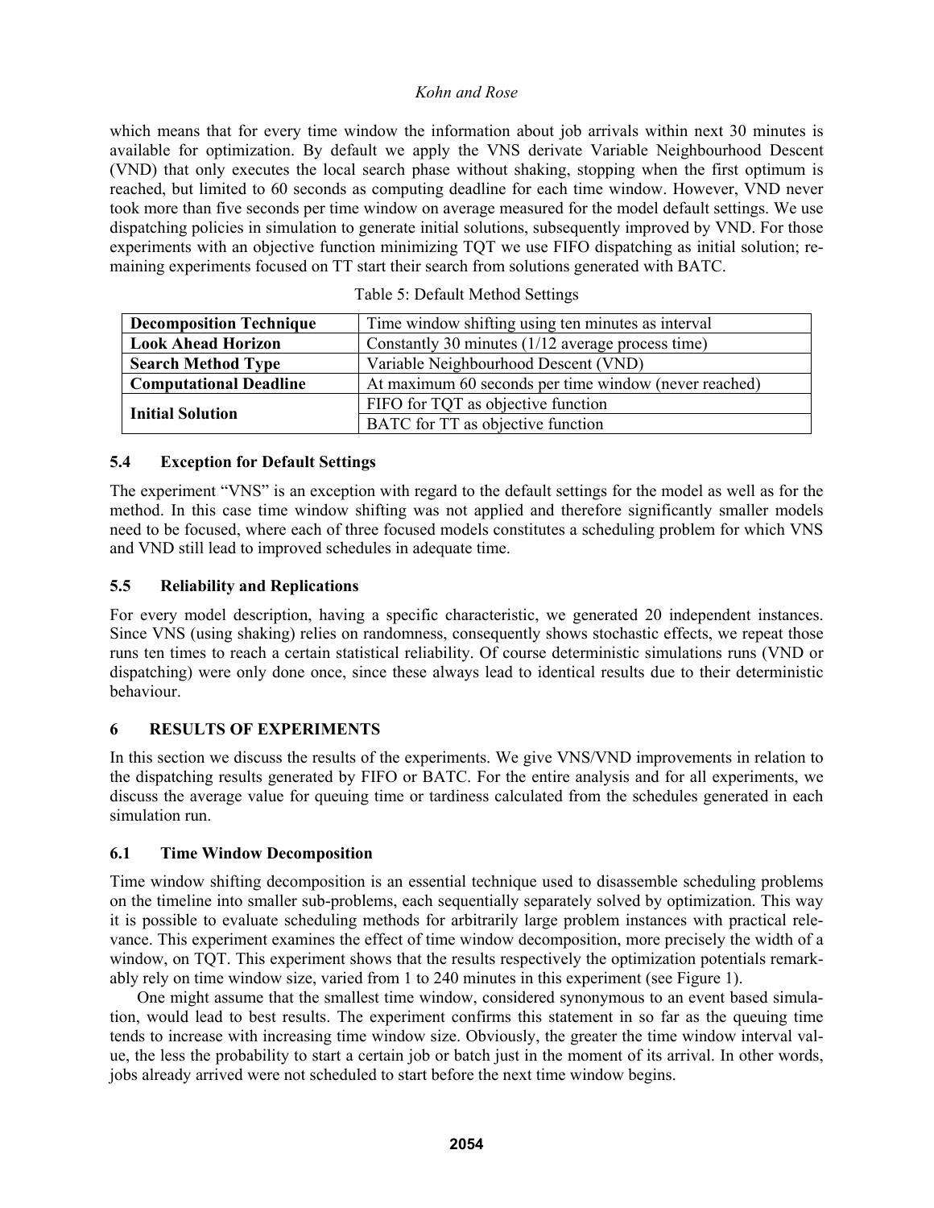which means that for every time window the information about job arrivals within next 30 minutes is available for optimization. By default we apply the VNS derivate Variable Neighbourhood Descent (VND) that only executes the local search phase without shaking, stopping when the first optimum is reached, but limited to 60 seconds as computing deadline for each time window. However, VND never took more than five seconds per time window on average measured for the model default settings. We use dispatching policies in simulation to generate initial solutions, subsequently improved by VND. For those experiments with an objective function minimizing TQT we use FIFO dispatching as initial solution; remaining experiments focused on TT start their search from solutions generated with BATC.

Table 5: Default Method Settings

| | |
|---|---|
| **Decomposition Technique** | Time window shifting using ten minutes as interval |
| **Look Ahead Horizon** | Constantly 30 minutes (1/12 average process time) |
| **Search Method Type** | Variable Neighbourhood Descent (VND) |
| **Computational Deadline** | At maximum 60 seconds per time window (never reached) |
| **Initial Solution** | FIFO for TQT as objective function |
| | BATC for TT as objective function |

### 5.4 Exception for Default Settings

The experiment "VNS" is an exception with regard to the default settings for the model as well as for the method. In this case time window shifting was not applied and therefore significantly smaller models need to be focused, where each of three focused models constitutes a scheduling problem for which VNS and VND still lead to improved schedules in adequate time.

### 5.5 Reliability and Replications

For every model description, having a specific characteristic, we generated 20 independent instances. Since VNS (using shaking) relies on randomness, consequently shows stochastic effects, we repeat those runs ten times to reach a certain statistical reliability. Of course deterministic simulations runs (VND or dispatching) were only done once, since these always lead to identical results due to their deterministic behaviour.

## 6 RESULTS OF EXPERIMENTS

In this section we discuss the results of the experiments. We give VNS/VND improvements in relation to the dispatching results generated by FIFO or BATC. For the entire analysis and for all experiments, we discuss the average value for queuing time or tardiness calculated from the schedules generated in each simulation run.

### 6.1 Time Window Decomposition

Time window shifting decomposition is an essential technique used to disassemble scheduling problems on the timeline into smaller sub-problems, each sequentially separately solved by optimization. This way it is possible to evaluate scheduling methods for arbitrarily large problem instances with practical relevance. This experiment examines the effect of time window decomposition, more precisely the width of a window, on TQT. This experiment shows that the results respectively the optimization potentials remarkably rely on time window size, varied from 1 to 240 minutes in this experiment (see Figure 1).

One might assume that the smallest time window, considered synonymous to an event based simulation, would lead to best results. The experiment confirms this statement in so far as the queuing time tends to increase with increasing time window size. Obviously, the greater the time window interval value, the less the probability to start a certain job or batch just in the moment of its arrival. In other words, jobs already arrived were not scheduled to start before the next time window begins.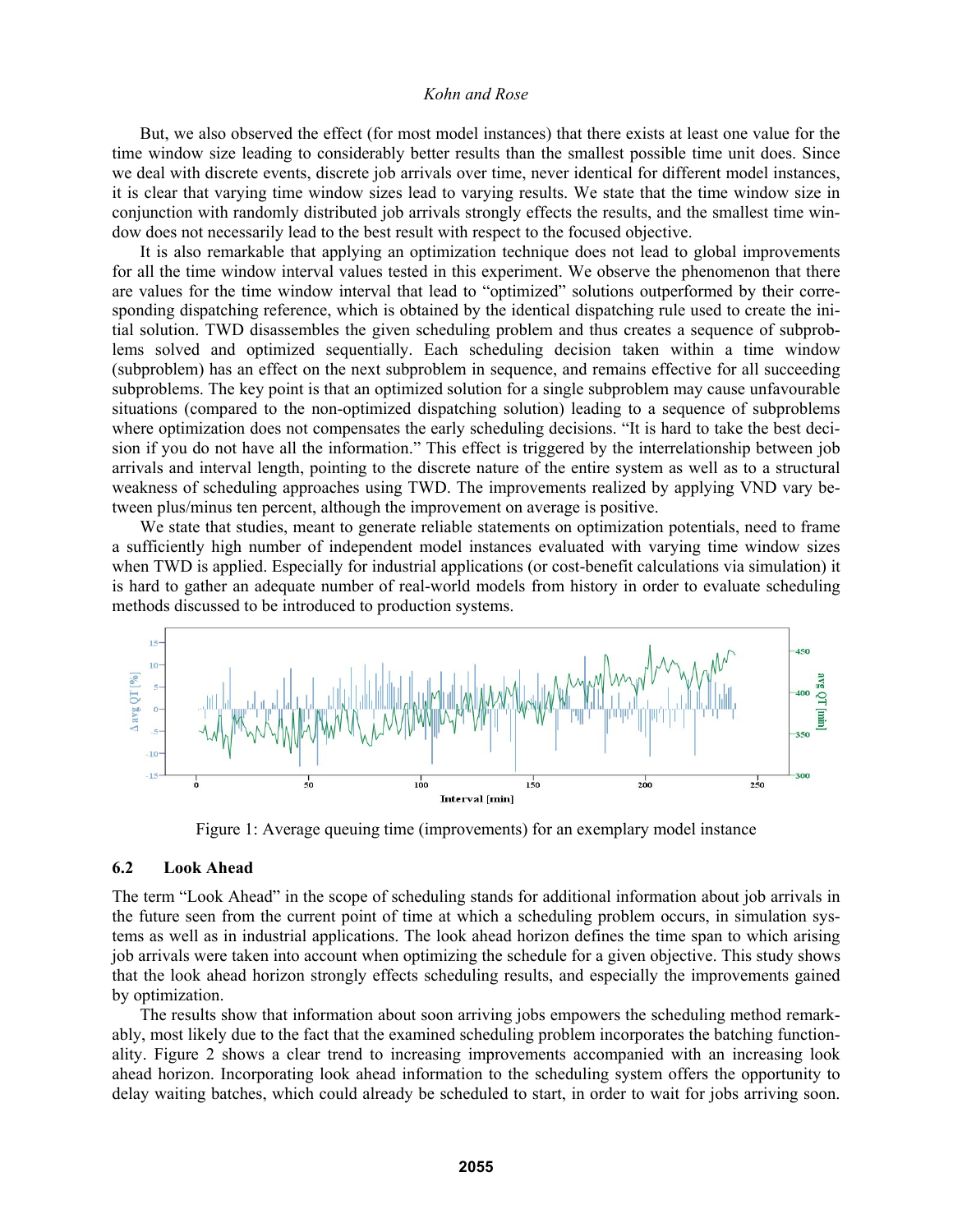But, we also observed the effect (for most model instances) that there exists at least one value for the time window size leading to considerably better results than the smallest possible time unit does. Since we deal with discrete events, discrete job arrivals over time, never identical for different model instances, it is clear that varying time window sizes lead to varying results. We state that the time window size in conjunction with randomly distributed job arrivals strongly effects the results, and the smallest time window does not necessarily lead to the best result with respect to the focused objective.

It is also remarkable that applying an optimization technique does not lead to global improvements for all the time window interval values tested in this experiment. We observe the phenomenon that there are values for the time window interval that lead to "optimized" solutions outperformed by their corresponding dispatching reference, which is obtained by the identical dispatching rule used to create the initial solution. TWD disassembles the given scheduling problem and thus creates a sequence of subproblems solved and optimized sequentially. Each scheduling decision taken within a time window (subproblem) has an effect on the next subproblem in sequence, and remains effective for all succeeding subproblems. The key point is that an optimized solution for a single subproblem may cause unfavourable situations (compared to the non-optimized dispatching solution) leading to a sequence of subproblems where optimization does not compensates the early scheduling decisions. "It is hard to take the best decision if you do not have all the information." This effect is triggered by the interrelationship between job arrivals and interval length, pointing to the discrete nature of the entire system as well as to a structural weakness of scheduling approaches using TWD. The improvements realized by applying VND vary between plus/minus ten percent, although the improvement on average is positive.

We state that studies, meant to generate reliable statements on optimization potentials, need to frame a sufficiently high number of independent model instances evaluated with varying time window sizes when TWD is applied. Especially for industrial applications (or cost-benefit calculations via simulation) it is hard to gather an adequate number of real-world models from history in order to evaluate scheduling methods discussed to be introduced to production systems.

Δ avg QT [%]
15
10
5
0
-5
-10
-15

avg QT [min]
450
400
350
300

0
50
100
150
200
250
Interval [min]

Figure 1: Average queuing time (improvements) for an exemplary model instance

## 6.2 Look Ahead

The term "Look Ahead" in the scope of scheduling stands for additional information about job arrivals in the future seen from the current point of time at which a scheduling problem occurs, in simulation systems as well as in industrial applications. The look ahead horizon defines the time span to which arising job arrivals were taken into account when optimizing the schedule for a given objective. This study shows that the look ahead horizon strongly effects scheduling results, and especially the improvements gained by optimization.

The results show that information about soon arriving jobs empowers the scheduling method remarkably, most likely due to the fact that the examined scheduling problem incorporates the batching functionality. Figure 2 shows a clear trend to increasing improvements accompanied with an increasing look ahead horizon. Incorporating look ahead information to the scheduling system offers the opportunity to delay waiting batches, which could already be scheduled to start, in order to wait for jobs arriving soon.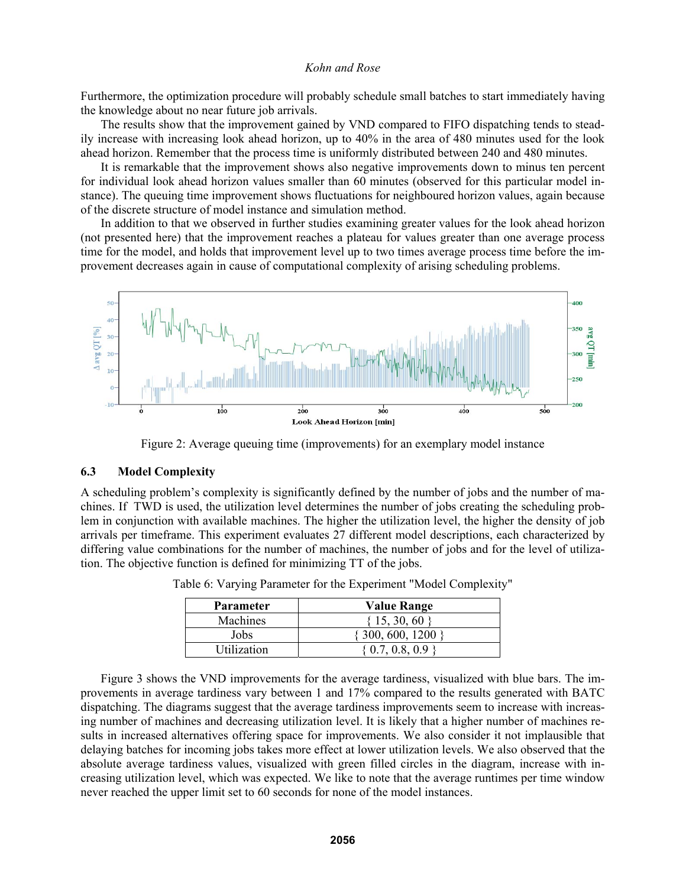Furthermore, the optimization procedure will probably schedule small batches to start immediately having the knowledge about no near future job arrivals.

The results show that the improvement gained by VND compared to FIFO dispatching tends to steadily increase with increasing look ahead horizon, up to 40% in the area of 480 minutes used for the look ahead horizon. Remember that the process time is uniformly distributed between 240 and 480 minutes.

It is remarkable that the improvement shows also negative improvements down to minus ten percent for individual look ahead horizon values smaller than 60 minutes (observed for this particular model instance). The queuing time improvement shows fluctuations for neighboured horizon values, again because of the discrete structure of model instance and simulation method.

In addition to that we observed in further studies examining greater values for the look ahead horizon (not presented here) that the improvement reaches a plateau for values greater than one average process time for the model, and holds that improvement level up to two times average process time before the improvement decreases again in cause of computational complexity of arising scheduling problems.

Figure 2: Average queuing time (improvements) for an exemplary model instance

### 6.3 Model Complexity

A scheduling problem's complexity is significantly defined by the number of jobs and the number of machines. If TWD is used, the utilization level determines the number of jobs creating the scheduling problem in conjunction with available machines. The higher the utilization level, the higher the density of job arrivals per timeframe. This experiment evaluates 27 different model descriptions, each characterized by differing value combinations for the number of machines, the number of jobs and for the level of utilization. The objective function is defined for minimizing TT of the jobs.

Table 6: Varying Parameter for the Experiment "Model Complexity"

| Parameter | Value Range |
|---|---|
| Machines | { 15, 30, 60 } |
| Jobs | { 300, 600, 1200 } |
| Utilization | { 0.7, 0.8, 0.9 } |

Figure 3 shows the VND improvements for the average tardiness, visualized with blue bars. The improvements in average tardiness vary between 1 and 17% compared to the results generated with BATC dispatching. The diagrams suggest that the average tardiness improvements seem to increase with increasing number of machines and decreasing utilization level. It is likely that a higher number of machines results in increased alternatives offering space for improvements. We also consider it not implausible that delaying batches for incoming jobs takes more effect at lower utilization levels. We also observed that the absolute average tardiness values, visualized with green filled circles in the diagram, increase with increasing utilization level, which was expected. We like to note that the average runtimes per time window never reached the upper limit set to 60 seconds for none of the model instances.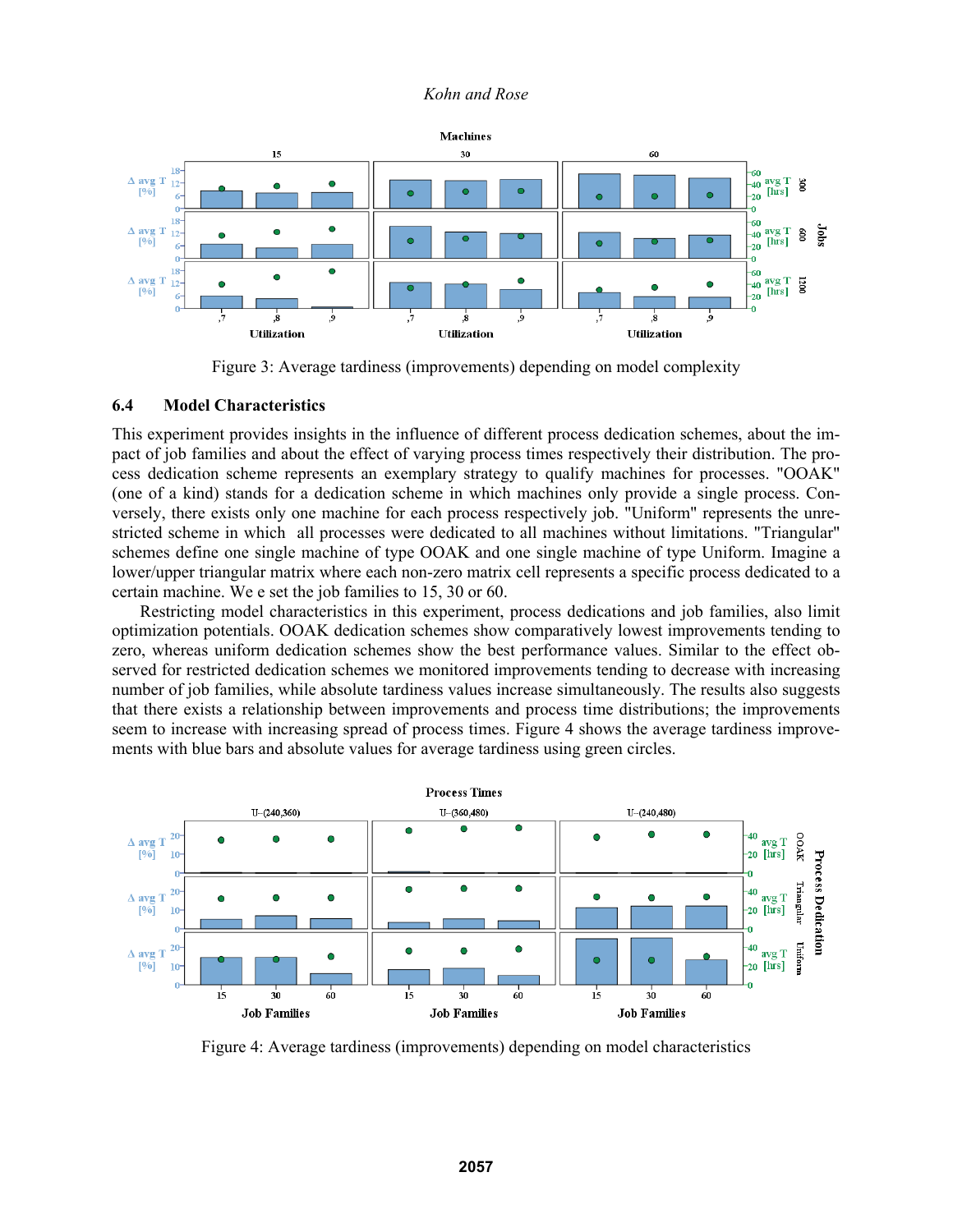Figure 3: Average tardiness (improvements) depending on model complexity

### 6.4 Model Characteristics

This experiment provides insights in the influence of different process dedication schemes, about the impact of job families and about the effect of varying process times respectively their distribution. The process dedication scheme represents an exemplary strategy to qualify machines for processes. "OOAK" (one of a kind) stands for a dedication scheme in which machines only provide a single process. Conversely, there exists only one machine for each process respectively job. "Uniform" represents the unrestricted scheme in which all processes were dedicated to all machines without limitations. "Triangular" schemes define one single machine of type OOAK and one single machine of type Uniform. Imagine a lower/upper triangular matrix where each non-zero matrix cell represents a specific process dedicated to a certain machine. We e set the job families to 15, 30 or 60.

Restricting model characteristics in this experiment, process dedications and job families, also limit optimization potentials. OOAK dedication schemes show comparatively lowest improvements tending to zero, whereas uniform dedication schemes show the best performance values. Similar to the effect observed for restricted dedication schemes we monitored improvements tending to decrease with increasing number of job families, while absolute tardiness values increase simultaneously. The results also suggests that there exists a relationship between improvements and process time distributions; the improvements seem to increase with increasing spread of process times. Figure 4 shows the average tardiness improvements with blue bars and absolute values for average tardiness using green circles.

Figure 4: Average tardiness (improvements) depending on model characteristics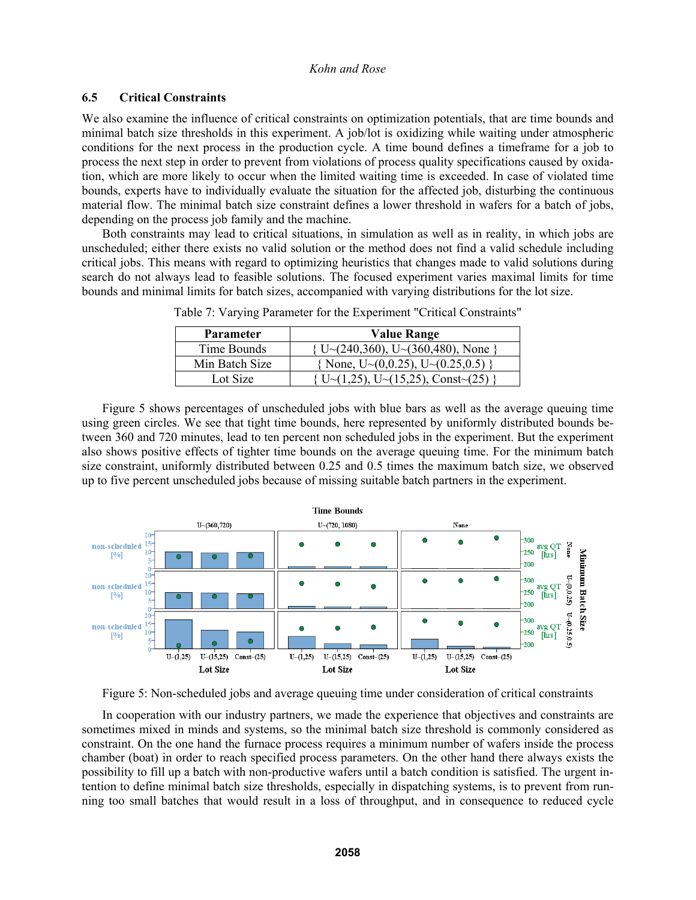### 6.5 Critical Constraints

We also examine the influence of critical constraints on optimization potentials, that are time bounds and minimal batch size thresholds in this experiment. A job/lot is oxidizing while waiting under atmospheric conditions for the next process in the production cycle. A time bound defines a timeframe for a job to process the next step in order to prevent from violations of process quality specifications caused by oxidation, which are more likely to occur when the limited waiting time is exceeded. In case of violated time bounds, experts have to individually evaluate the situation for the affected job, disturbing the continuous material flow. The minimal batch size constraint defines a lower threshold in wafers for a batch of jobs, depending on the process job family and the machine.

Both constraints may lead to critical situations, in simulation as well as in reality, in which jobs are unscheduled; either there exists no valid solution or the method does not find a valid schedule including critical jobs. This means with regard to optimizing heuristics that changes made to valid solutions during search do not always lead to feasible solutions. The focused experiment varies maximal limits for time bounds and minimal limits for batch sizes, accompanied with varying distributions for the lot size.

Table 7: Varying Parameter for the Experiment "Critical Constraints"

| Parameter | Value Range |
|---|---|
| Time Bounds | { U~(240,360), U~(360,480), None } |
| Min Batch Size | { None, U~(0,0.25), U~(0.25,0.5) } |
| Lot Size | { U~(1,25), U~(15,25), Const~(25) } |

Figure 5 shows percentages of unscheduled jobs with blue bars as well as the average queuing time using green circles. We see that tight time bounds, here represented by uniformly distributed bounds between 360 and 720 minutes, lead to ten percent non scheduled jobs in the experiment. But the experiment also shows positive effects of tighter time bounds on the average queuing time. For the minimum batch size constraint, uniformly distributed between 0.25 and 0.5 times the maximum batch size, we observed up to five percent unscheduled jobs because of missing suitable batch partners in the experiment.

Figure 5: Non-scheduled jobs and average queuing time under consideration of critical constraints

In cooperation with our industry partners, we made the experience that objectives and constraints are sometimes mixed in minds and systems, so the minimal batch size threshold is commonly considered as constraint. On the one hand the furnace process requires a minimum number of wafers inside the process chamber (boat) in order to reach specified process parameters. On the other hand there always exists the possibility to fill up a batch with non-productive wafers until a batch condition is satisfied. The urgent intention to define minimal batch size thresholds, especially in dispatching systems, is to prevent from running too small batches that would result in a loss of throughput, and in consequence to reduced cycle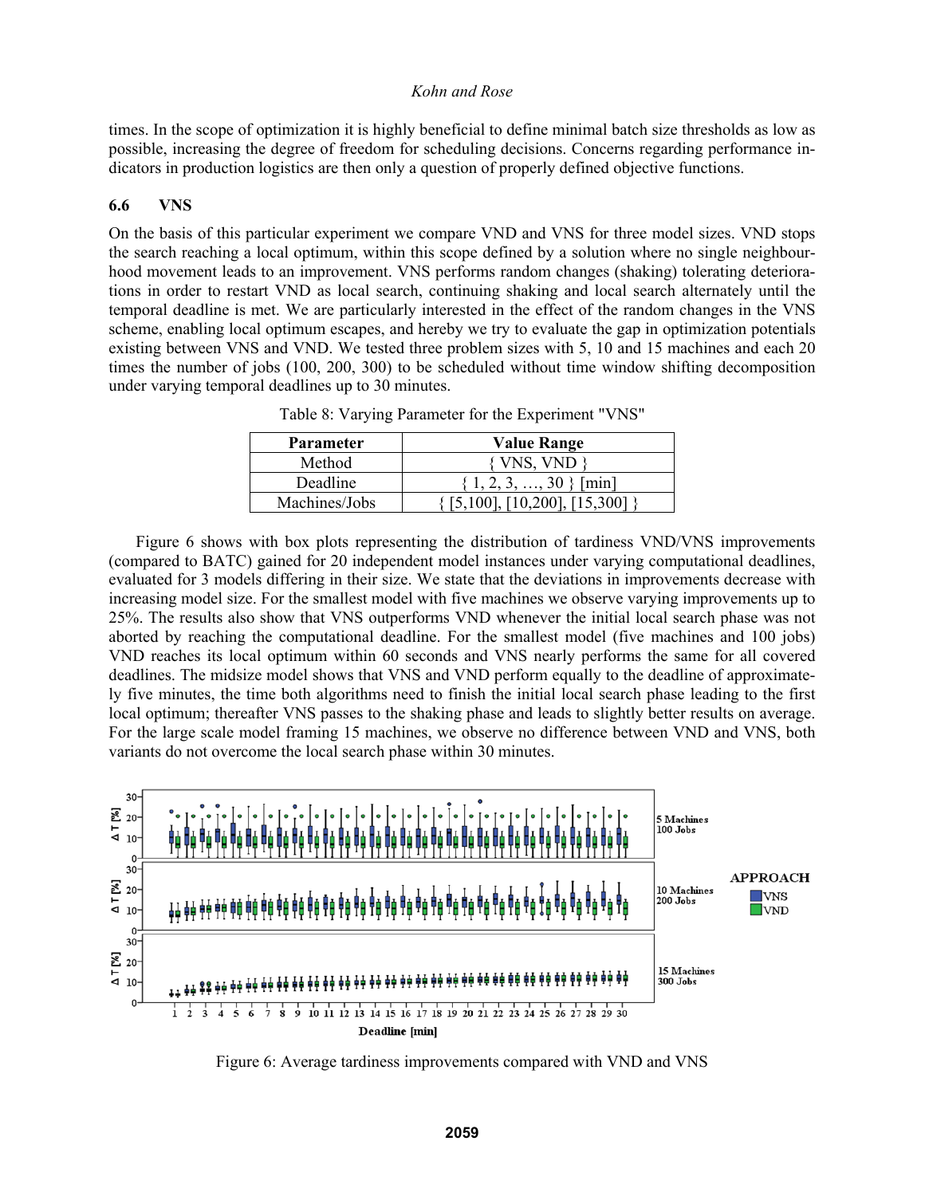times. In the scope of optimization it is highly beneficial to define minimal batch size thresholds as low as possible, increasing the degree of freedom for scheduling decisions. Concerns regarding performance indicators in production logistics are then only a question of properly defined objective functions.

### 6.6 VNS

On the basis of this particular experiment we compare VND and VNS for three model sizes. VND stops the search reaching a local optimum, within this scope defined by a solution where no single neighbourhood movement leads to an improvement. VNS performs random changes (shaking) tolerating deteriorations in order to restart VND as local search, continuing shaking and local search alternately until the temporal deadline is met. We are particularly interested in the effect of the random changes in the VNS scheme, enabling local optimum escapes, and hereby we try to evaluate the gap in optimization potentials existing between VNS and VND. We tested three problem sizes with 5, 10 and 15 machines and each 20 times the number of jobs (100, 200, 300) to be scheduled without time window shifting decomposition under varying temporal deadlines up to 30 minutes.

Table 8: Varying Parameter for the Experiment "VNS"

| Parameter | Value Range |
|---|---|
| Method | { VNS, VND } |
| Deadline | { 1, 2, 3, …, 30 } [min] |
| Machines/Jobs | { [5,100], [10,200], [15,300] } |

Figure 6 shows with box plots representing the distribution of tardiness VND/VNS improvements (compared to BATC) gained for 20 independent model instances under varying computational deadlines, evaluated for 3 models differing in their size. We state that the deviations in improvements decrease with increasing model size. For the smallest model with five machines we observe varying improvements up to 25%. The results also show that VNS outperforms VND whenever the initial local search phase was not aborted by reaching the computational deadline. For the smallest model (five machines and 100 jobs) VND reaches its local optimum within 60 seconds and VNS nearly performs the same for all covered deadlines. The midsize model shows that VNS and VND perform equally to the deadline of approximately five minutes, the time both algorithms need to finish the initial local search phase leading to the first local optimum; thereafter VNS passes to the shaking phase and leads to slightly better results on average. For the large scale model framing 15 machines, we observe no difference between VND and VNS, both variants do not overcome the local search phase within 30 minutes.

Figure 6: Average tardiness improvements compared with VND and VNS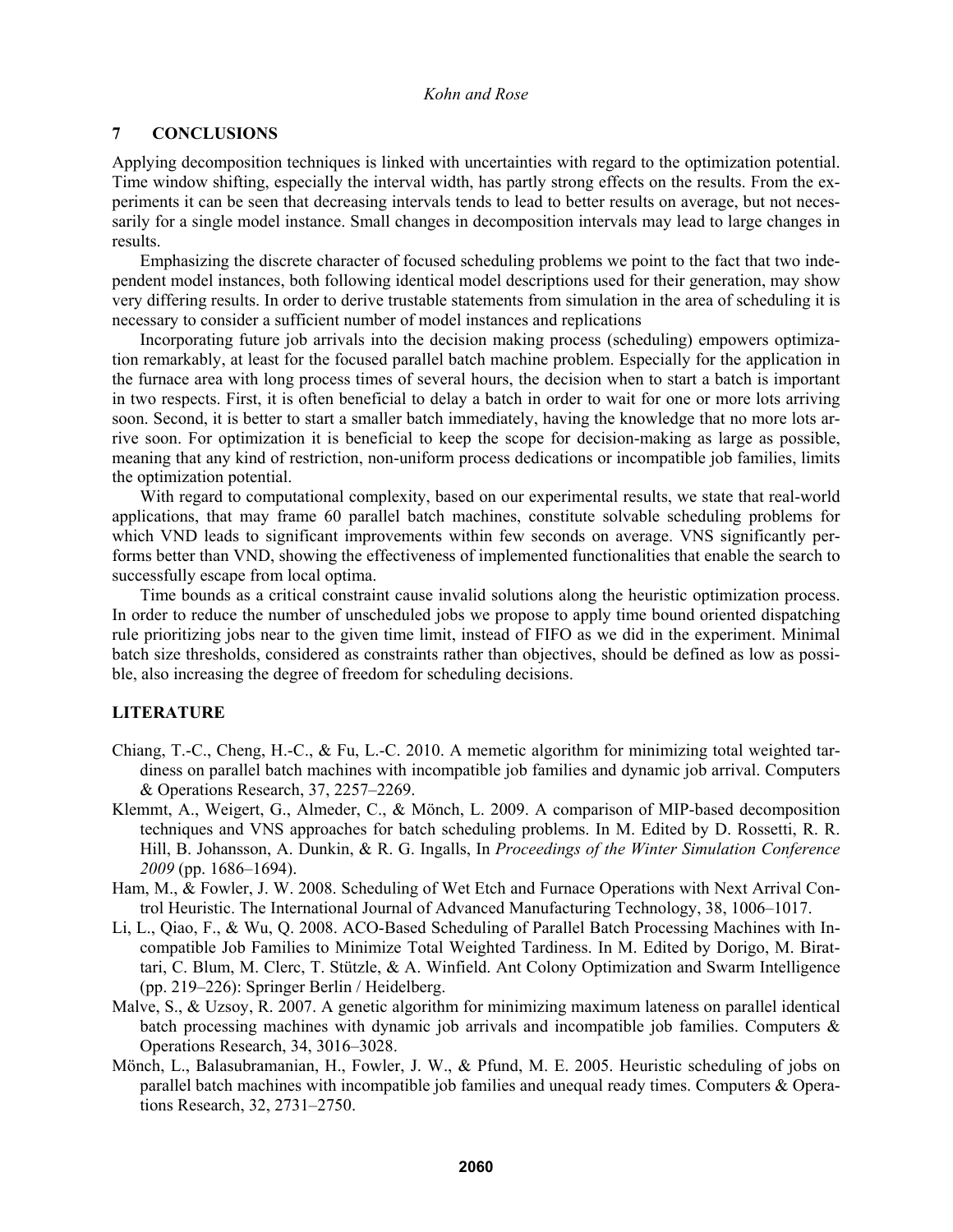## 7 CONCLUSIONS

Applying decomposition techniques is linked with uncertainties with regard to the optimization potential. Time window shifting, especially the interval width, has partly strong effects on the results. From the experiments it can be seen that decreasing intervals tends to lead to better results on average, but not necessarily for a single model instance. Small changes in decomposition intervals may lead to large changes in results.

Emphasizing the discrete character of focused scheduling problems we point to the fact that two independent model instances, both following identical model descriptions used for their generation, may show very differing results. In order to derive trustable statements from simulation in the area of scheduling it is necessary to consider a sufficient number of model instances and replications

Incorporating future job arrivals into the decision making process (scheduling) empowers optimization remarkably, at least for the focused parallel batch machine problem. Especially for the application in the furnace area with long process times of several hours, the decision when to start a batch is important in two respects. First, it is often beneficial to delay a batch in order to wait for one or more lots arriving soon. Second, it is better to start a smaller batch immediately, having the knowledge that no more lots arrive soon. For optimization it is beneficial to keep the scope for decision-making as large as possible, meaning that any kind of restriction, non-uniform process dedications or incompatible job families, limits the optimization potential.

With regard to computational complexity, based on our experimental results, we state that real-world applications, that may frame 60 parallel batch machines, constitute solvable scheduling problems for which VND leads to significant improvements within few seconds on average. VNS significantly performs better than VND, showing the effectiveness of implemented functionalities that enable the search to successfully escape from local optima.

Time bounds as a critical constraint cause invalid solutions along the heuristic optimization process. In order to reduce the number of unscheduled jobs we propose to apply time bound oriented dispatching rule prioritizing jobs near to the given time limit, instead of FIFO as we did in the experiment. Minimal batch size thresholds, considered as constraints rather than objectives, should be defined as low as possible, also increasing the degree of freedom for scheduling decisions.

## LITERATURE

Chiang, T.-C., Cheng, H.-C., & Fu, L.-C. 2010. A memetic algorithm for minimizing total weighted tardiness on parallel batch machines with incompatible job families and dynamic job arrival. Computers & Operations Research, 37, 2257–2269.

Klemmt, A., Weigert, G., Almeder, C., & Mönch, L. 2009. A comparison of MIP-based decomposition techniques and VNS approaches for batch scheduling problems. In M. Edited by D. Rossetti, R. R. Hill, B. Johansson, A. Dunkin, & R. G. Ingalls, In *Proceedings of the Winter Simulation Conference 2009* (pp. 1686–1694).

Ham, M., & Fowler, J. W. 2008. Scheduling of Wet Etch and Furnace Operations with Next Arrival Control Heuristic. The International Journal of Advanced Manufacturing Technology, 38, 1006–1017.

Li, L., Qiao, F., & Wu, Q. 2008. ACO-Based Scheduling of Parallel Batch Processing Machines with Incompatible Job Families to Minimize Total Weighted Tardiness. In M. Edited by Dorigo, M. Birattari, C. Blum, M. Clerc, T. Stützle, & A. Winfield. Ant Colony Optimization and Swarm Intelligence (pp. 219–226): Springer Berlin / Heidelberg.

Malve, S., & Uzsoy, R. 2007. A genetic algorithm for minimizing maximum lateness on parallel identical batch processing machines with dynamic job arrivals and incompatible job families. Computers & Operations Research, 34, 3016–3028.

Mönch, L., Balasubramanian, H., Fowler, J. W., & Pfund, M. E. 2005. Heuristic scheduling of jobs on parallel batch machines with incompatible job families and unequal ready times. Computers & Operations Research, 32, 2731–2750.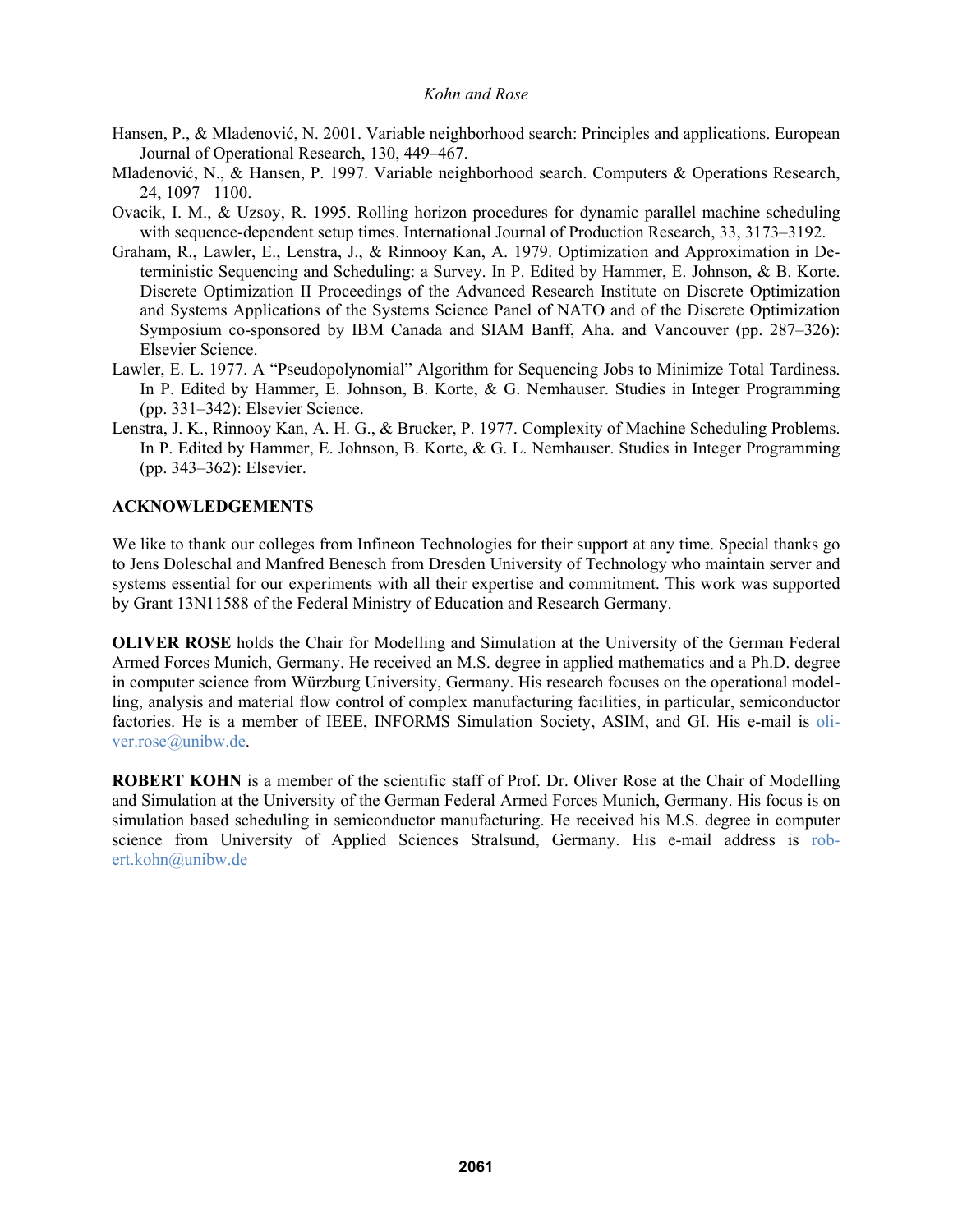Hansen, P., & Mladenović, N. 2001. Variable neighborhood search: Principles and applications. European Journal of Operational Research, 130, 449–467.

Mladenović, N., & Hansen, P. 1997. Variable neighborhood search. Computers & Operations Research, 24, 1097 1100.

Ovacik, I. M., & Uzsoy, R. 1995. Rolling horizon procedures for dynamic parallel machine scheduling with sequence-dependent setup times. International Journal of Production Research, 33, 3173–3192.

Graham, R., Lawler, E., Lenstra, J., & Rinnooy Kan, A. 1979. Optimization and Approximation in Deterministic Sequencing and Scheduling: a Survey. In P. Edited by Hammer, E. Johnson, & B. Korte. Discrete Optimization II Proceedings of the Advanced Research Institute on Discrete Optimization and Systems Applications of the Systems Science Panel of NATO and of the Discrete Optimization Symposium co-sponsored by IBM Canada and SIAM Banff, Aha. and Vancouver (pp. 287–326): Elsevier Science.

Lawler, E. L. 1977. A "Pseudopolynomial" Algorithm for Sequencing Jobs to Minimize Total Tardiness. In P. Edited by Hammer, E. Johnson, B. Korte, & G. Nemhauser. Studies in Integer Programming (pp. 331–342): Elsevier Science.

Lenstra, J. K., Rinnooy Kan, A. H. G., & Brucker, P. 1977. Complexity of Machine Scheduling Problems. In P. Edited by Hammer, E. Johnson, B. Korte, & G. L. Nemhauser. Studies in Integer Programming (pp. 343–362): Elsevier.

## ACKNOWLEDGEMENTS

We like to thank our colleges from Infineon Technologies for their support at any time. Special thanks go to Jens Doleschal and Manfred Benesch from Dresden University of Technology who maintain server and systems essential for our experiments with all their expertise and commitment. This work was supported by Grant 13N11588 of the Federal Ministry of Education and Research Germany.

**OLIVER ROSE** holds the Chair for Modelling and Simulation at the University of the German Federal Armed Forces Munich, Germany. He received an M.S. degree in applied mathematics and a Ph.D. degree in computer science from Würzburg University, Germany. His research focuses on the operational modelling, analysis and material flow control of complex manufacturing facilities, in particular, semiconductor factories. He is a member of IEEE, INFORMS Simulation Society, ASIM, and GI. His e-mail is oliver.rose@unibw.de.

**ROBERT KOHN** is a member of the scientific staff of Prof. Dr. Oliver Rose at the Chair of Modelling and Simulation at the University of the German Federal Armed Forces Munich, Germany. His focus is on simulation based scheduling in semiconductor manufacturing. He received his M.S. degree in computer science from University of Applied Sciences Stralsund, Germany. His e-mail address is robert.kohn@unibw.de